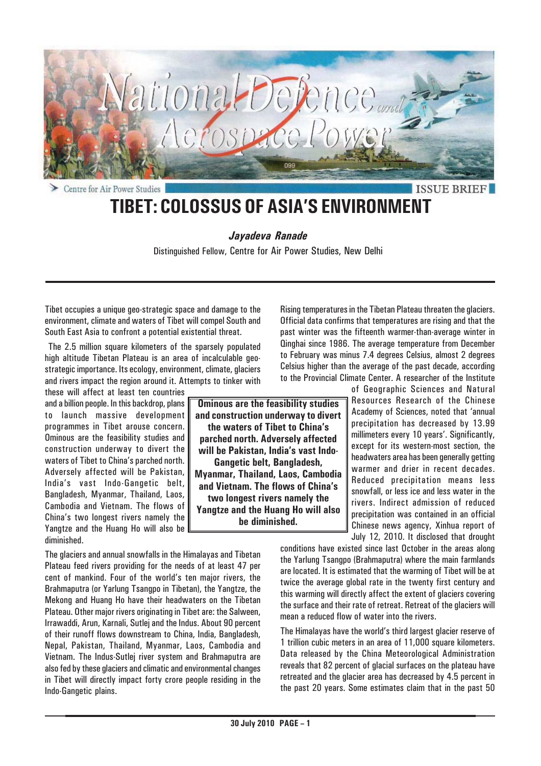# TIBET: COLOSSUS OF ASIA'S ENVIRONMENT

***Jayadeva Ranade***

Distinguished Fellow, Centre for Air Power Studies, New Delhi

Tibet occupies a unique geo-strategic space and damage to the environment, climate and waters of Tibet will compel South and South East Asia to confront a potential existential threat.

The 2.5 million square kilometers of the sparsely populated high altitude Tibetan Plateau is an area of incalculable geo-strategic importance. Its ecology, environment, climate, glaciers and rivers impact the region around it. Attempts to tinker with these will affect at least ten countries and a billion people. In this backdrop, plans to launch massive development programmes in Tibet arouse concern. Ominous are the feasibility studies and construction underway to divert the waters of Tibet to China's parched north. Adversely affected will be Pakistan, India's vast Indo-Gangetic belt, Bangladesh, Myanmar, Thailand, Laos, Cambodia and Vietnam. The flows of China's two longest rivers namely the Yangtze and the Huang Ho will also be diminished.

> **Ominous are the feasibility studies and construction underway to divert the waters of Tibet to China's parched north. Adversely affected will be Pakistan, India's vast Indo-Gangetic belt, Bangladesh, Myanmar, Thailand, Laos, Cambodia and Vietnam. The flows of China's two longest rivers namely the Yangtze and the Huang Ho will also be diminished.**

The glaciers and annual snowfalls in the Himalayas and Tibetan Plateau feed rivers providing for the needs of at least 47 per cent of mankind. Four of the world's ten major rivers, the Brahmaputra (or Yarlung Tsangpo in Tibetan), the Yangtze, the Mekong and Huang Ho have their headwaters on the Tibetan Plateau. Other major rivers originating in Tibet are: the Salween, Irrawaddi, Arun, Karnali, Sutlej and the Indus. About 90 percent of their runoff flows downstream to China, India, Bangladesh, Nepal, Pakistan, Thailand, Myanmar, Laos, Cambodia and Vietnam. The Indus-Sutlej river system and Brahmaputra are also fed by these glaciers and climatic and environmental changes in Tibet will directly impact forty crore people residing in the Indo-Gangetic plains.

Rising temperatures in the Tibetan Plateau threaten the glaciers. Official data confirms that temperatures are rising and that the past winter was the fifteenth warmer-than-average winter in Qinghai since 1986. The average temperature from December to February was minus 7.4 degrees Celsius, almost 2 degrees Celsius higher than the average of the past decade, according to the Provincial Climate Center. A researcher of the Institute of Geographic Sciences and Natural Resources Research of the Chinese Academy of Sciences, noted that 'annual precipitation has decreased by 13.99 millimeters every 10 years'. Significantly, except for its western-most section, the headwaters area has been generally getting warmer and drier in recent decades. Reduced precipitation means less snowfall, or less ice and less water in the rivers. Indirect admission of reduced precipitation was contained in an official Chinese news agency, Xinhua report of July 12, 2010. It disclosed that drought conditions have existed since last October in the areas along the Yarlung Tsangpo (Brahmaputra) where the main farmlands are located. It is estimated that the warming of Tibet will be at twice the average global rate in the twenty first century and this warming will directly affect the extent of glaciers covering the surface and their rate of retreat. Retreat of the glaciers will mean a reduced flow of water into the rivers.

The Himalayas have the world's third largest glacier reserve of 1 trillion cubic meters in an area of 11,000 square kilometers. Data released by the China Meteorological Administration reveals that 82 percent of glacial surfaces on the plateau have retreated and the glacier area has decreased by 4.5 percent in the past 20 years. Some estimates claim that in the past 50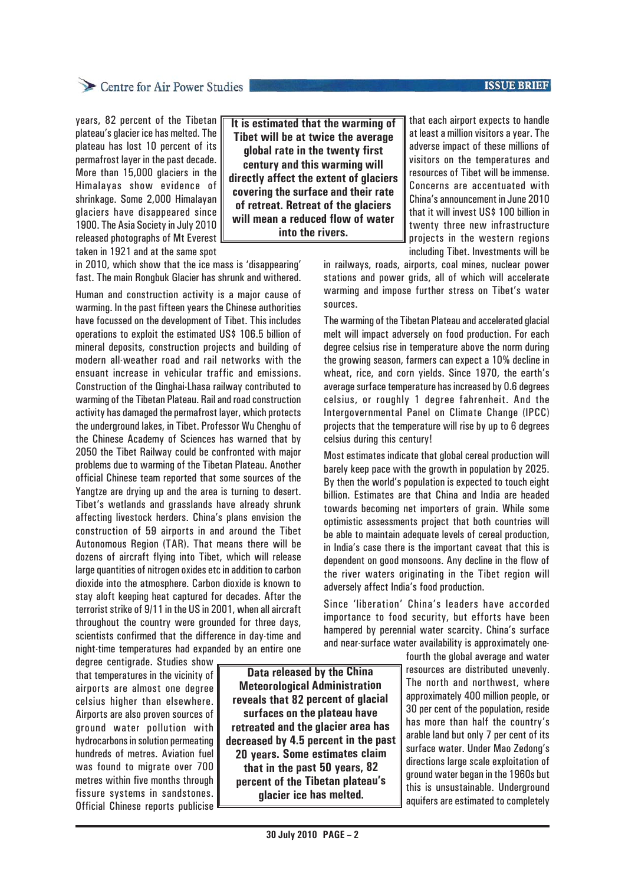years, 82 percent of the Tibetan plateau's glacier ice has melted. The plateau has lost 10 percent of its permafrost layer in the past decade. More than 15,000 glaciers in the Himalayas show evidence of shrinkage. Some 2,000 Himalayan glaciers have disappeared since 1900. The Asia Society in July 2010 released photographs of Mt Everest taken in 1921 and at the same spot in 2010, which show that the ice mass is 'disappearing' fast. The main Rongbuk Glacier has shrunk and withered.

**It is estimated that the warming of Tibet will be at twice the average global rate in the twenty first century and this warming will directly affect the extent of glaciers covering the surface and their rate of retreat. Retreat of the glaciers will mean a reduced flow of water into the rivers.**

Human and construction activity is a major cause of warming. In the past fifteen years the Chinese authorities have focussed on the development of Tibet. This includes operations to exploit the estimated US$ 106.5 billion of mineral deposits, construction projects and building of modern all-weather road and rail networks with the ensuant increase in vehicular traffic and emissions. Construction of the Qinghai-Lhasa railway contributed to warming of the Tibetan Plateau. Rail and road construction activity has damaged the permafrost layer, which protects the underground lakes, in Tibet. Professor Wu Chenghu of the Chinese Academy of Sciences has warned that by 2050 the Tibet Railway could be confronted with major problems due to warming of the Tibetan Plateau. Another official Chinese team reported that some sources of the Yangtze are drying up and the area is turning to desert. Tibet's wetlands and grasslands have already shrunk affecting livestock herders. China's plans envision the construction of 59 airports in and around the Tibet Autonomous Region (TAR). That means there will be dozens of aircraft flying into Tibet, which will release large quantities of nitrogen oxides etc in addition to carbon dioxide into the atmosphere. Carbon dioxide is known to stay aloft keeping heat captured for decades. After the terrorist strike of 9/11 in the US in 2001, when all aircraft throughout the country were grounded for three days, scientists confirmed that the difference in day-time and night-time temperatures had expanded by an entire one degree centigrade. Studies show that temperatures in the vicinity of airports are almost one degree celsius higher than elsewhere. Airports are also proven sources of ground water pollution with hydrocarbons in solution permeating hundreds of metres. Aviation fuel was found to migrate over 700 metres within five months through fissure systems in sandstones. Official Chinese reports publicise that each airport expects to handle at least a million visitors a year. The adverse impact of these millions of visitors on the temperatures and resources of Tibet will be immense. Concerns are accentuated with China's announcement in June 2010 that it will invest US$ 100 billion in twenty three new infrastructure projects in the western regions including Tibet. Investments will be in railways, roads, airports, coal mines, nuclear power stations and power grids, all of which will accelerate warming and impose further stress on Tibet's water sources.

**Data released by the China Meteorological Administration reveals that 82 percent of glacial surfaces on the plateau have retreated and the glacier area has decreased by 4.5 percent in the past 20 years. Some estimates claim that in the past 50 years, 82 percent of the Tibetan plateau's glacier ice has melted.**

The warming of the Tibetan Plateau and accelerated glacial melt will impact adversely on food production. For each degree celsius rise in temperature above the norm during the growing season, farmers can expect a 10% decline in wheat, rice, and corn yields. Since 1970, the earth's average surface temperature has increased by 0.6 degrees celsius, or roughly 1 degree fahrenheit. And the Intergovernmental Panel on Climate Change (IPCC) projects that the temperature will rise by up to 6 degrees celsius during this century!

Most estimates indicate that global cereal production will barely keep pace with the growth in population by 2025. By then the world's population is expected to touch eight billion. Estimates are that China and India are headed towards becoming net importers of grain. While some optimistic assessments project that both countries will be able to maintain adequate levels of cereal production, in India's case there is the important caveat that this is dependent on good monsoons. Any decline in the flow of the river waters originating in the Tibet region will adversely affect India's food production.

Since 'liberation' China's leaders have accorded importance to food security, but efforts have been hampered by perennial water scarcity. China's surface and near-surface water availability is approximately one-fourth the global average and water resources are distributed unevenly. The north and northwest, where approximately 400 million people, or 30 per cent of the population, reside has more than half the country's arable land but only 7 per cent of its surface water. Under Mao Zedong's directions large scale exploitation of ground water began in the 1960s but this is unsustainable. Underground aquifers are estimated to completely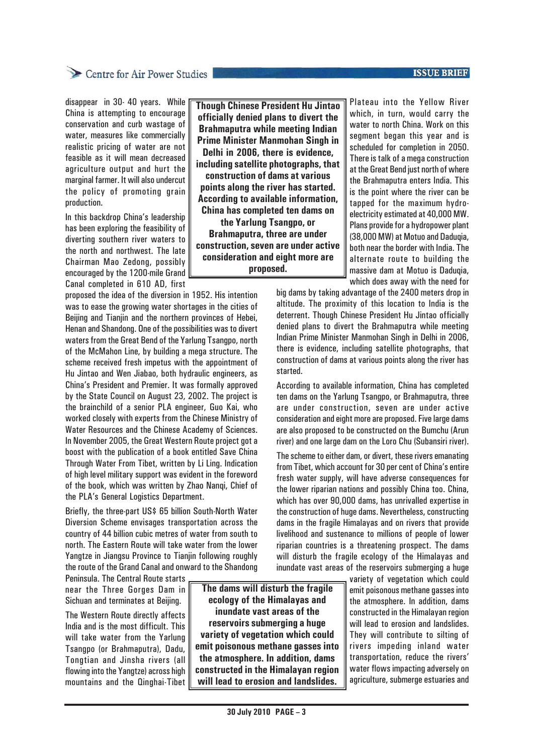disappear in 30- 40 years. While China is attempting to encourage conservation and curb wastage of water, measures like commercially realistic pricing of water are not feasible as it will mean decreased agriculture output and hurt the marginal farmer. It will also undercut the policy of promoting grain production.

In this backdrop China's leadership has been exploring the feasibility of diverting southern river waters to the north and northwest. The late Chairman Mao Zedong, possibly encouraged by the 1200-mile Grand Canal completed in 610 AD, first proposed the idea of the diversion in 1952. His intention was to ease the growing water shortages in the cities of Beijing and Tianjin and the northern provinces of Hebei, Henan and Shandong. One of the possibilities was to divert waters from the Great Bend of the Yarlung Tsangpo, north of the McMahon Line, by building a mega structure. The scheme received fresh impetus with the appointment of Hu Jintao and Wen Jiabao, both hydraulic engineers, as China's President and Premier. It was formally approved by the State Council on August 23, 2002. The project is the brainchild of a senior PLA engineer, Guo Kai, who worked closely with experts from the Chinese Ministry of Water Resources and the Chinese Academy of Sciences. In November 2005, the Great Western Route project got a boost with the publication of a book entitled Save China Through Water From Tibet, written by Li Ling. Indication of high level military support was evident in the foreword of the book, which was written by Zhao Nanqi, Chief of the PLA's General Logistics Department.

Briefly, the three-part US$ 65 billion South-North Water Diversion Scheme envisages transportation across the country of 44 billion cubic metres of water from south to north. The Eastern Route will take water from the lower Yangtze in Jiangsu Province to Tianjin following roughly the route of the Grand Canal and onward to the Shandong Peninsula. The Central Route starts near the Three Gorges Dam in Sichuan and terminates at Beijing.

The Western Route directly affects India and is the most difficult. This will take water from the Yarlung Tsangpo (or Brahmaputra), Dadu, Tongtian and Jinsha rivers (all flowing into the Yangtze) across high mountains and the Qinghai-Tibet Plateau into the Yellow River which, in turn, would carry the water to north China. Work on this segment began this year and is scheduled for completion in 2050. There is talk of a mega construction at the Great Bend just north of where the Brahmaputra enters India. This is the point where the river can be tapped for the maximum hydro-electricity estimated at 40,000 MW. Plans provide for a hydropower plant (38,000 MW) at Motuo and Daduqia, both near the border with India. The alternate route to building the massive dam at Motuo is Daduqia, which does away with the need for big dams by taking advantage of the 2400 meters drop in altitude. The proximity of this location to India is the deterrent. Though Chinese President Hu Jintao officially denied plans to divert the Brahmaputra while meeting Indian Prime Minister Manmohan Singh in Delhi in 2006, there is evidence, including satellite photographs, that construction of dams at various points along the river has started.

**Though Chinese President Hu Jintao officially denied plans to divert the Brahmaputra while meeting Indian Prime Minister Manmohan Singh in Delhi in 2006, there is evidence, including satellite photographs, that construction of dams at various points along the river has started. According to available information, China has completed ten dams on the Yarlung Tsangpo, or Brahmaputra, three are under construction, seven are under active consideration and eight more are proposed.**

According to available information, China has completed ten dams on the Yarlung Tsangpo, or Brahmaputra, three are under construction, seven are under active consideration and eight more are proposed. Five large dams are also proposed to be constructed on the Bumchu (Arun river) and one large dam on the Loro Chu (Subansiri river).

The scheme to either dam, or divert, these rivers emanating from Tibet, which account for 30 per cent of China's entire fresh water supply, will have adverse consequences for the lower riparian nations and possibly China too. China, which has over 90,000 dams, has unrivalled expertise in the construction of huge dams. Nevertheless, constructing dams in the fragile Himalayas and on rivers that provide livelihood and sustenance to millions of people of lower riparian countries is a threatening prospect. The dams will disturb the fragile ecology of the Himalayas and inundate vast areas of the reservoirs submerging a huge variety of vegetation which could emit poisonous methane gasses into the atmosphere. In addition, dams constructed in the Himalayan region will lead to erosion and landslides. They will contribute to silting of rivers impeding inland water transportation, reduce the rivers' water flows impacting adversely on agriculture, submerge estuaries and

**The dams will disturb the fragile ecology of the Himalayas and inundate vast areas of the reservoirs submerging a huge variety of vegetation which could emit poisonous methane gasses into the atmosphere. In addition, dams constructed in the Himalayan region will lead to erosion and landslides.**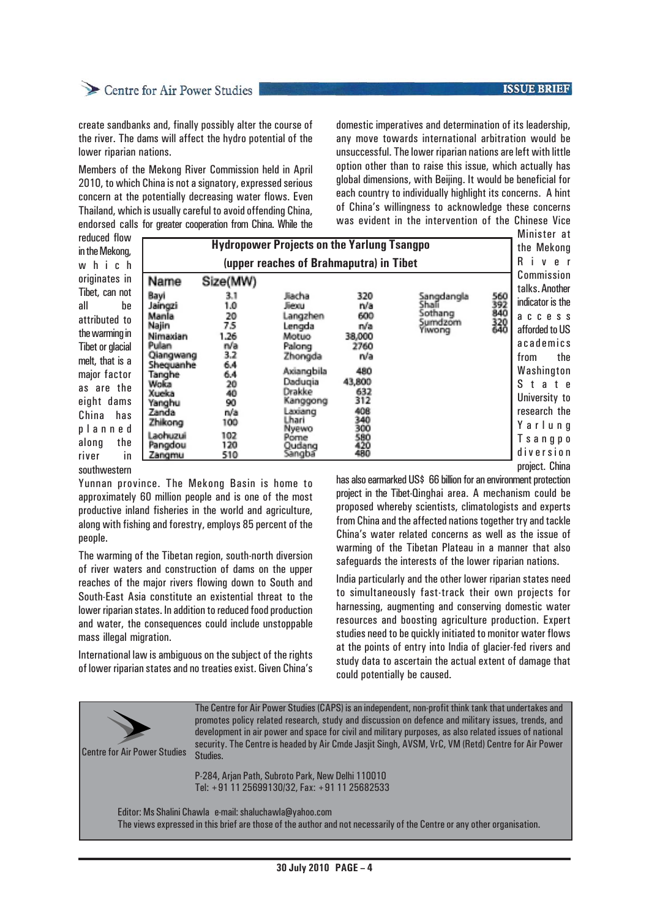create sandbanks and, finally possibly alter the course of the river. The dams will affect the hydro potential of the lower riparian nations.

Members of the Mekong River Commission held in April 2010, to which China is not a signatory, expressed serious concern at the potentially decreasing water flows. Even Thailand, which is usually careful to avoid offending China, endorsed calls for greater cooperation from China. While the reduced flow in the Mekong, which originates in Tibet, can not all be attributed to the warming in Tibet or glacial melt, that is a major factor as are the eight dams China has planned along the river in southwestern Yunnan province. The Mekong Basin is home to approximately 60 million people and is one of the most productive inland fisheries in the world and agriculture, along with fishing and forestry, employs 85 percent of the people.

**Hydropower Projects on the Yarlung Tsangpo (upper reaches of Brahmaputra) in Tibet**

| Name | Size(MW) | Name | Size(MW) | Name | Size(MW) |
|---|---|---|---|---|---|
| Bayi | 3.1 | Jiacha | 320 | Sangdangla | 560 |
| Jaingzi | 1.0 | Jiexu | n/a | Shali | 392 |
| Manla | 20 | Langzhen | 600 | Sothang | 840 |
| Najin | 7.5 | Lengda | n/a | Sumdzom | 320 |
| Nimaxian | 1.26 | Motuo | 38,000 | Yiwong | 640 |
| Pulan | n/a | Palong | 2760 | | |
| Qiangwang | 3.2 | Zhongda | n/a | | |
| Shequanhe | 6.4 | | | | |
| Tanghe | 6.4 | Axiangbila | 480 | | |
| Woka | 20 | Daduqia | 43,800 | | |
| Xueka | 40 | Drakke | 632 | | |
| Yanghu | 90 | Kanggong | 312 | | |
| Zanda | n/a | Laxiang | 408 | | |
| Zhikong | 100 | Lhari | 340 | | |
| Laohuzui | 102 | Nyewo | 300 | | |
| Pangdou | 120 | Pome | 580 | | |
| Zangmu | 510 | Qudang | 420 | | |
| | | Sangba | 480 | | |

The warming of the Tibetan region, south-north diversion of river waters and construction of dams on the upper reaches of the major rivers flowing down to South and South-East Asia constitute an existential threat to the lower riparian states. In addition to reduced food production and water, the consequences could include unstoppable mass illegal migration.

International law is ambiguous on the subject of the rights of lower riparian states and no treaties exist. Given China's domestic imperatives and determination of its leadership, any move towards international arbitration would be unsuccessful. The lower riparian nations are left with little option other than to raise this issue, which actually has global dimensions, with Beijing. It would be beneficial for each country to individually highlight its concerns. A hint of China's willingness to acknowledge these concerns was evident in the intervention of the Chinese Vice Minister at the Mekong River Commission talks. Another indicator is the access afforded to US academics from the Washington State University to research the Yarlung Tsangpo diversion project. China has also earmarked US$ 66 billion for an environment protection project in the Tibet-Qinghai area. A mechanism could be proposed whereby scientists, climatologists and experts from China and the affected nations together try and tackle China's water related concerns as well as the issue of warming of the Tibetan Plateau in a manner that also safeguards the interests of the lower riparian nations.

India particularly and the other lower riparian states need to simultaneously fast-track their own projects for harnessing, augmenting and conserving domestic water resources and boosting agriculture production. Expert studies need to be quickly initiated to monitor water flows at the points of entry into India of glacier-fed rivers and study data to ascertain the actual extent of damage that could potentially be caused.

---

Centre for Air Power Studies

The Centre for Air Power Studies (CAPS) is an independent, non-profit think tank that undertakes and promotes policy related research, study and discussion on defence and military issues, trends, and development in air power and space for civil and military purposes, as also related issues of national security. The Centre is headed by Air Cmde Jasjit Singh, AVSM, VrC, VM (Retd) Centre for Air Power Studies.

P-284, Arjan Path, Subroto Park, New Delhi 110010
Tel: +91 11 25699130/32, Fax: +91 11 25682533

Editor: Ms Shalini Chawla e-mail: shaluchawla@yahoo.com
The views expressed in this brief are those of the author and not necessarily of the Centre or any other organisation.